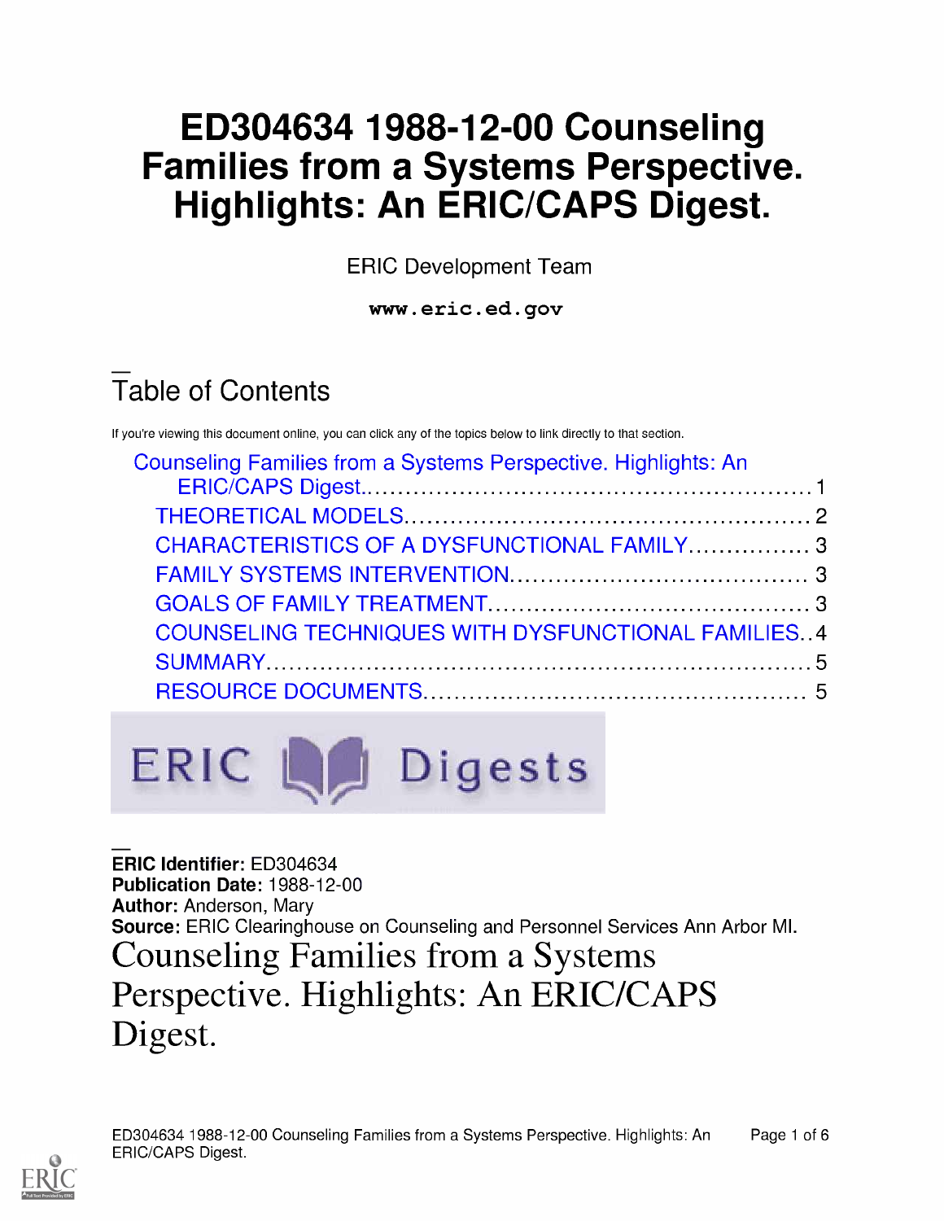# ED304634 1988-12-00 Counseling Families from a Systems Perspective. Highlights: An ERIC/CAPS Digest.

ERIC Development Team

**www.eric.ed.gov**

## Table of Contents

If you're viewing this document online, you can click any of the topics below to link directly to that section.

- Counseling Families from a Systems Perspective. Highlights: An ERIC/CAPS Digest. 1
  - THEORETICAL MODELS. 2
  - CHARACTERISTICS OF A DYSFUNCTIONAL FAMILY. 3
  - FAMILY SYSTEMS INTERVENTION. 3
  - GOALS OF FAMILY TREATMENT. 3
  - COUNSELING TECHNIQUES WITH DYSFUNCTIONAL FAMILIES. 4
  - SUMMARY. 5
  - RESOURCE DOCUMENTS. 5

ERIC Digests

**ERIC Identifier:** ED304634
**Publication Date:** 1988-12-00
**Author:** Anderson, Mary
**Source:** ERIC Clearinghouse on Counseling and Personnel Services Ann Arbor MI.

# Counseling Families from a Systems Perspective. Highlights: An ERIC/CAPS Digest.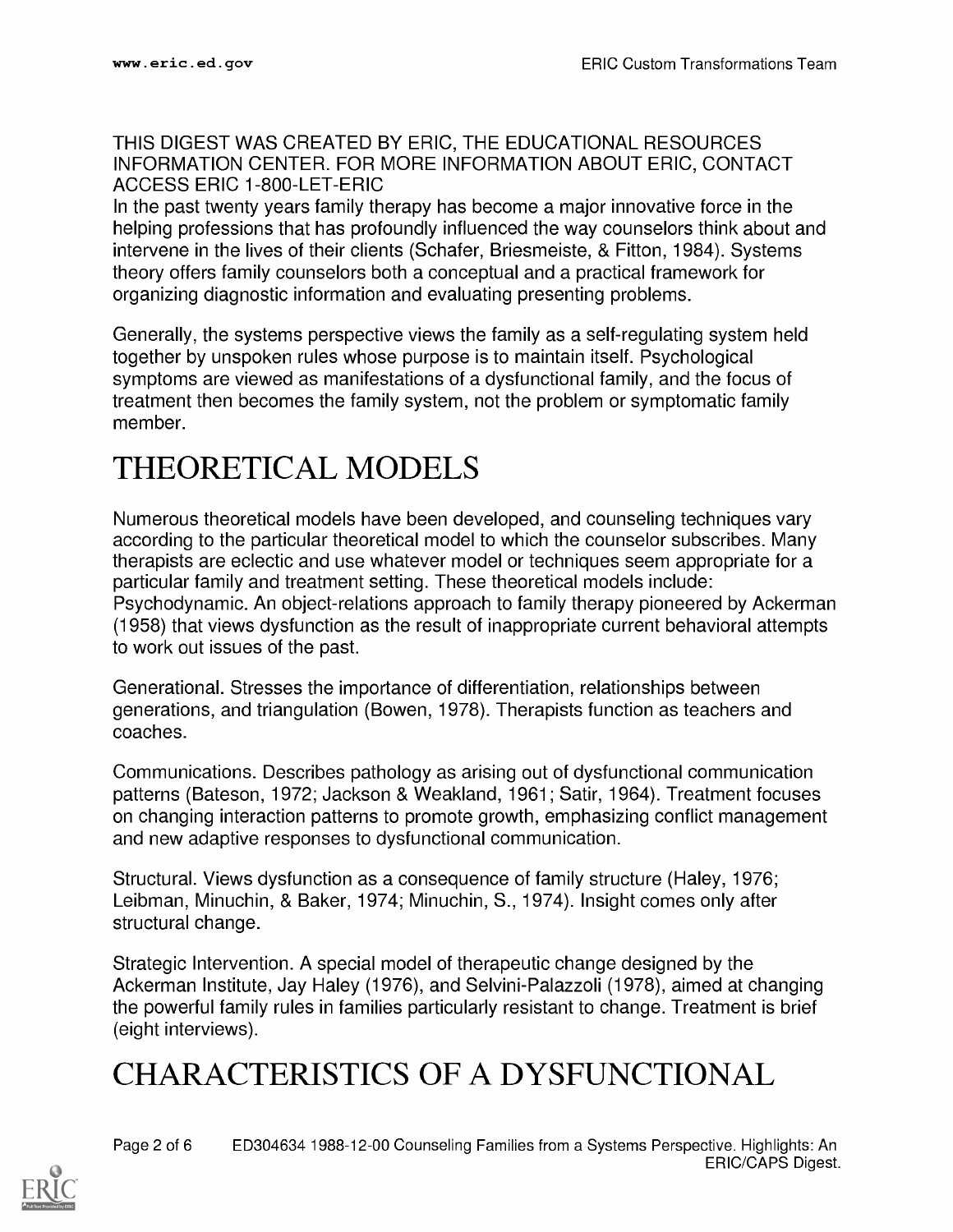THIS DIGEST WAS CREATED BY ERIC, THE EDUCATIONAL RESOURCES INFORMATION CENTER. FOR MORE INFORMATION ABOUT ERIC, CONTACT ACCESS ERIC 1-800-LET-ERIC

In the past twenty years family therapy has become a major innovative force in the helping professions that has profoundly influenced the way counselors think about and intervene in the lives of their clients (Schafer, Briesmeiste, & Fitton, 1984). Systems theory offers family counselors both a conceptual and a practical framework for organizing diagnostic information and evaluating presenting problems.

Generally, the systems perspective views the family as a self-regulating system held together by unspoken rules whose purpose is to maintain itself. Psychological symptoms are viewed as manifestations of a dysfunctional family, and the focus of treatment then becomes the family system, not the problem or symptomatic family member.

# THEORETICAL MODELS

Numerous theoretical models have been developed, and counseling techniques vary according to the particular theoretical model to which the counselor subscribes. Many therapists are eclectic and use whatever model or techniques seem appropriate for a particular family and treatment setting. These theoretical models include:

Psychodynamic. An object-relations approach to family therapy pioneered by Ackerman (1958) that views dysfunction as the result of inappropriate current behavioral attempts to work out issues of the past.

Generational. Stresses the importance of differentiation, relationships between generations, and triangulation (Bowen, 1978). Therapists function as teachers and coaches.

Communications. Describes pathology as arising out of dysfunctional communication patterns (Bateson, 1972; Jackson & Weakland, 1961; Satir, 1964). Treatment focuses on changing interaction patterns to promote growth, emphasizing conflict management and new adaptive responses to dysfunctional communication.

Structural. Views dysfunction as a consequence of family structure (Haley, 1976; Leibman, Minuchin, & Baker, 1974; Minuchin, S., 1974). Insight comes only after structural change.

Strategic Intervention. A special model of therapeutic change designed by the Ackerman Institute, Jay Haley (1976), and Selvini-Palazzoli (1978), aimed at changing the powerful family rules in families particularly resistant to change. Treatment is brief (eight interviews).

# CHARACTERISTICS OF A DYSFUNCTIONAL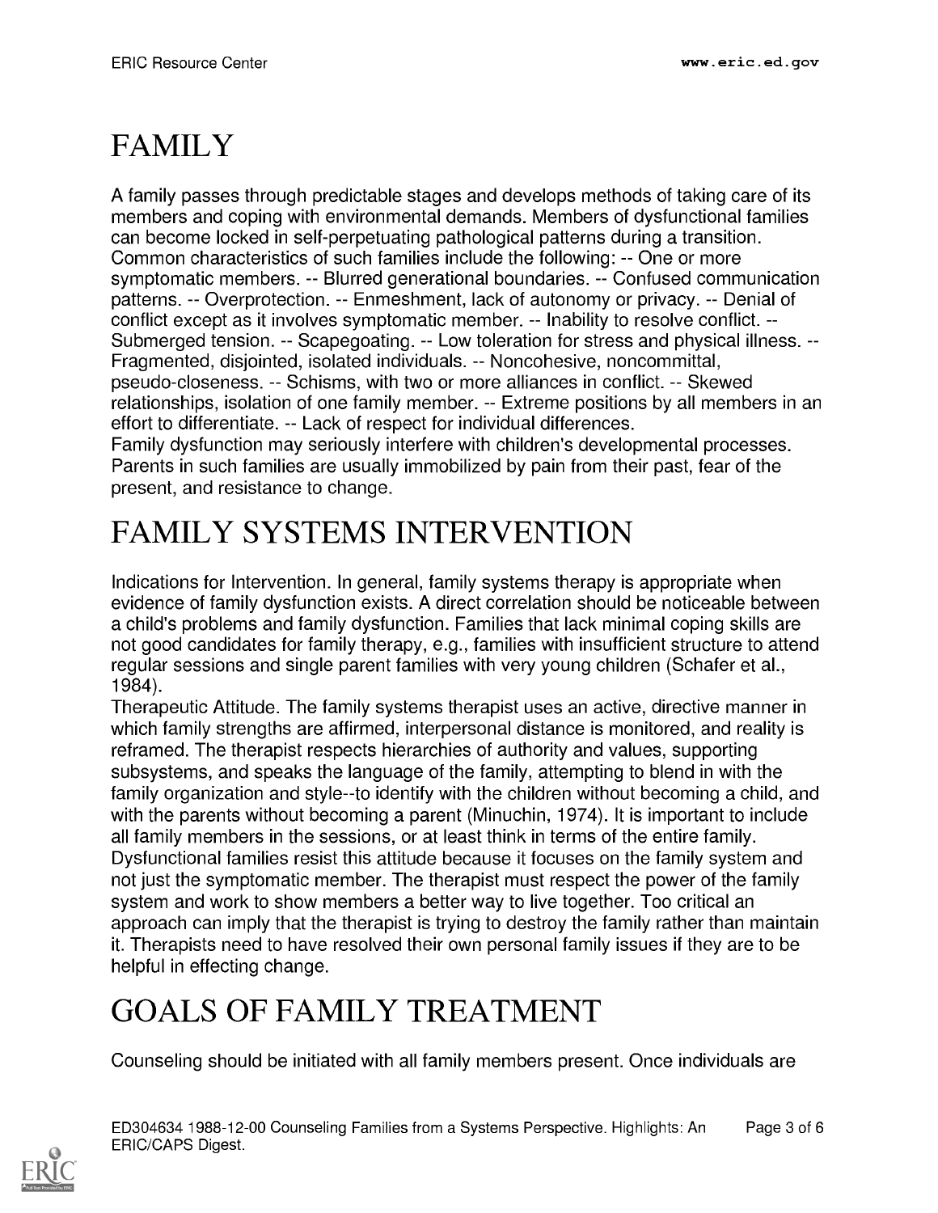# FAMILY

A family passes through predictable stages and develops methods of taking care of its members and coping with environmental demands. Members of dysfunctional families can become locked in self-perpetuating pathological patterns during a transition. Common characteristics of such families include the following: -- One or more symptomatic members. -- Blurred generational boundaries. -- Confused communication patterns. -- Overprotection. -- Enmeshment, lack of autonomy or privacy. -- Denial of conflict except as it involves symptomatic member. -- Inability to resolve conflict. -- Submerged tension. -- Scapegoating. -- Low toleration for stress and physical illness. -- Fragmented, disjointed, isolated individuals. -- Noncohesive, noncommittal, pseudo-closeness. -- Schisms, with two or more alliances in conflict. -- Skewed relationships, isolation of one family member. -- Extreme positions by all members in an effort to differentiate. -- Lack of respect for individual differences.

Family dysfunction may seriously interfere with children's developmental processes. Parents in such families are usually immobilized by pain from their past, fear of the present, and resistance to change.

# FAMILY SYSTEMS INTERVENTION

Indications for Intervention. In general, family systems therapy is appropriate when evidence of family dysfunction exists. A direct correlation should be noticeable between a child's problems and family dysfunction. Families that lack minimal coping skills are not good candidates for family therapy, e.g., families with insufficient structure to attend regular sessions and single parent families with very young children (Schafer et al., 1984).

Therapeutic Attitude. The family systems therapist uses an active, directive manner in which family strengths are affirmed, interpersonal distance is monitored, and reality is reframed. The therapist respects hierarchies of authority and values, supporting subsystems, and speaks the language of the family, attempting to blend in with the family organization and style--to identify with the children without becoming a child, and with the parents without becoming a parent (Minuchin, 1974). It is important to include all family members in the sessions, or at least think in terms of the entire family. Dysfunctional families resist this attitude because it focuses on the family system and not just the symptomatic member. The therapist must respect the power of the family system and work to show members a better way to live together. Too critical an approach can imply that the therapist is trying to destroy the family rather than maintain it. Therapists need to have resolved their own personal family issues if they are to be helpful in effecting change.

# GOALS OF FAMILY TREATMENT

Counseling should be initiated with all family members present. Once individuals are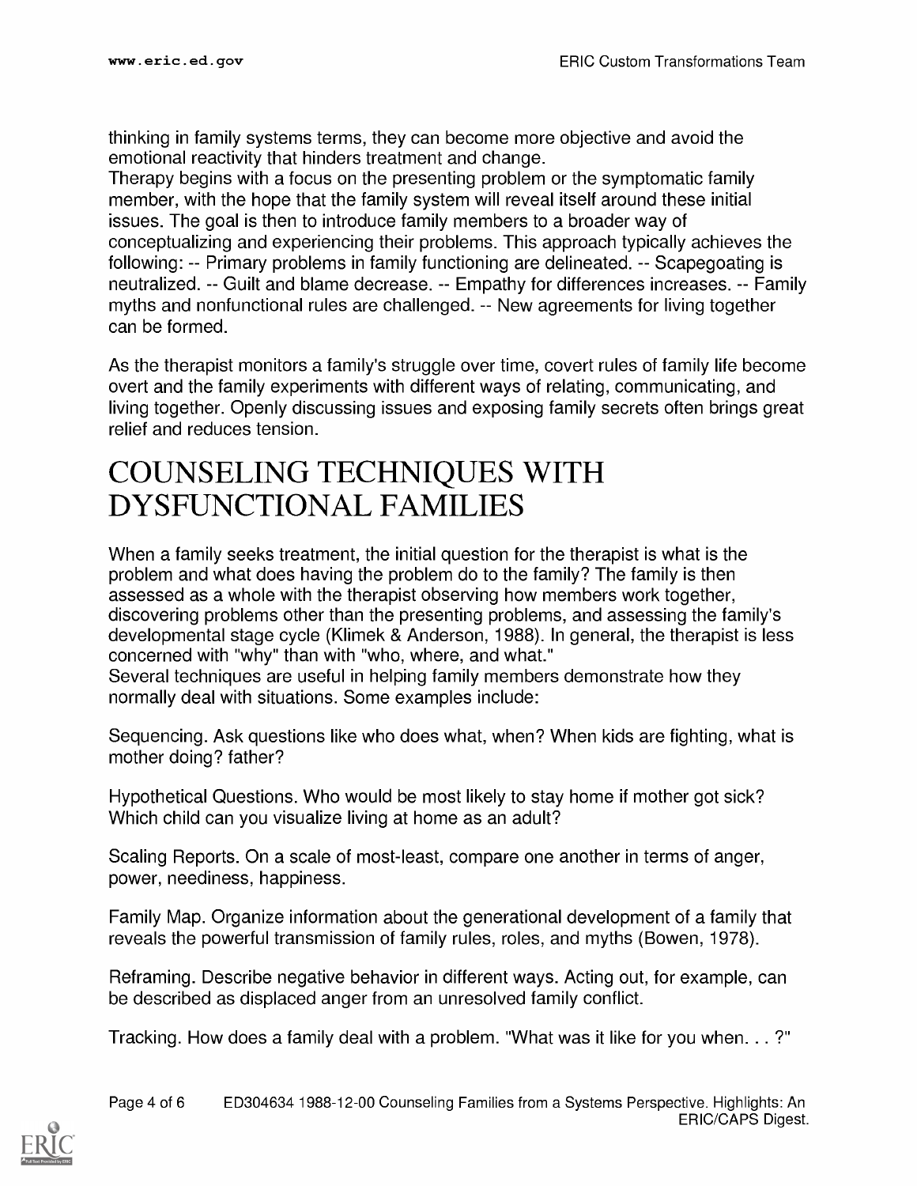thinking in family systems terms, they can become more objective and avoid the emotional reactivity that hinders treatment and change.

Therapy begins with a focus on the presenting problem or the symptomatic family member, with the hope that the family system will reveal itself around these initial issues. The goal is then to introduce family members to a broader way of conceptualizing and experiencing their problems. This approach typically achieves the following: -- Primary problems in family functioning are delineated. -- Scapegoating is neutralized. -- Guilt and blame decrease. -- Empathy for differences increases. -- Family myths and nonfunctional rules are challenged. -- New agreements for living together can be formed.

As the therapist monitors a family's struggle over time, covert rules of family life become overt and the family experiments with different ways of relating, communicating, and living together. Openly discussing issues and exposing family secrets often brings great relief and reduces tension.

# COUNSELING TECHNIQUES WITH DYSFUNCTIONAL FAMILIES

When a family seeks treatment, the initial question for the therapist is what is the problem and what does having the problem do to the family? The family is then assessed as a whole with the therapist observing how members work together, discovering problems other than the presenting problems, and assessing the family's developmental stage cycle (Klimek & Anderson, 1988). In general, the therapist is less concerned with "why" than with "who, where, and what."

Several techniques are useful in helping family members demonstrate how they normally deal with situations. Some examples include:

Sequencing. Ask questions like who does what, when? When kids are fighting, what is mother doing? father?

Hypothetical Questions. Who would be most likely to stay home if mother got sick? Which child can you visualize living at home as an adult?

Scaling Reports. On a scale of most-least, compare one another in terms of anger, power, neediness, happiness.

Family Map. Organize information about the generational development of a family that reveals the powerful transmission of family rules, roles, and myths (Bowen, 1978).

Reframing. Describe negative behavior in different ways. Acting out, for example, can be described as displaced anger from an unresolved family conflict.

Tracking. How does a family deal with a problem. "What was it like for you when. . . ?"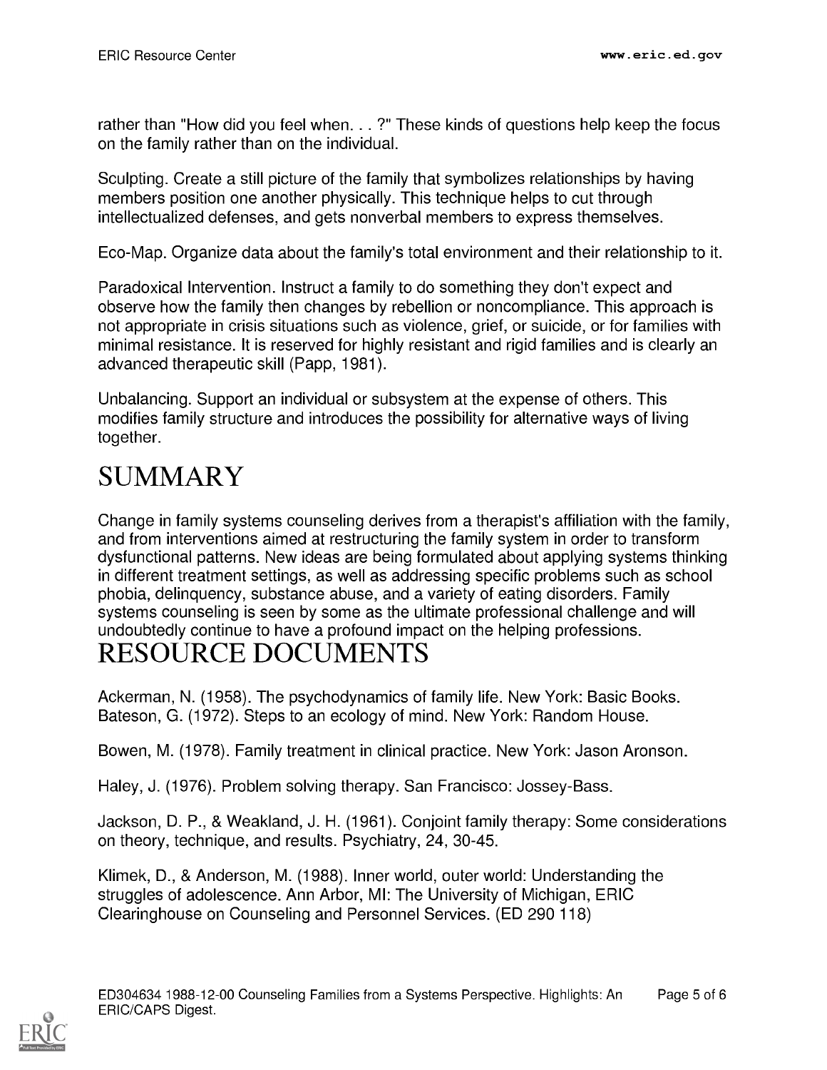rather than "How did you feel when. . . ?" These kinds of questions help keep the focus on the family rather than on the individual.

Sculpting. Create a still picture of the family that symbolizes relationships by having members position one another physically. This technique helps to cut through intellectualized defenses, and gets nonverbal members to express themselves.

Eco-Map. Organize data about the family's total environment and their relationship to it.

Paradoxical Intervention. Instruct a family to do something they don't expect and observe how the family then changes by rebellion or noncompliance. This approach is not appropriate in crisis situations such as violence, grief, or suicide, or for families with minimal resistance. It is reserved for highly resistant and rigid families and is clearly an advanced therapeutic skill (Papp, 1981).

Unbalancing. Support an individual or subsystem at the expense of others. This modifies family structure and introduces the possibility for alternative ways of living together.

# SUMMARY

Change in family systems counseling derives from a therapist's affiliation with the family, and from interventions aimed at restructuring the family system in order to transform dysfunctional patterns. New ideas are being formulated about applying systems thinking in different treatment settings, as well as addressing specific problems such as school phobia, delinquency, substance abuse, and a variety of eating disorders. Family systems counseling is seen by some as the ultimate professional challenge and will undoubtedly continue to have a profound impact on the helping professions.

# RESOURCE DOCUMENTS

Ackerman, N. (1958). The psychodynamics of family life. New York: Basic Books.
Bateson, G. (1972). Steps to an ecology of mind. New York: Random House.

Bowen, M. (1978). Family treatment in clinical practice. New York: Jason Aronson.

Haley, J. (1976). Problem solving therapy. San Francisco: Jossey-Bass.

Jackson, D. P., & Weakland, J. H. (1961). Conjoint family therapy: Some considerations on theory, technique, and results. Psychiatry, 24, 30-45.

Klimek, D., & Anderson, M. (1988). Inner world, outer world: Understanding the struggles of adolescence. Ann Arbor, MI: The University of Michigan, ERIC Clearinghouse on Counseling and Personnel Services. (ED 290 118)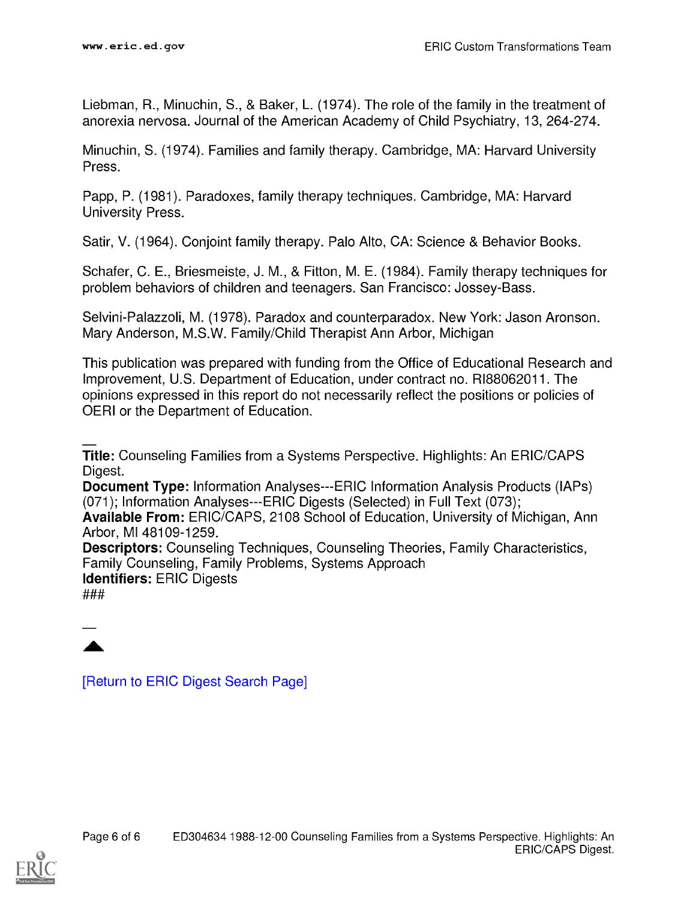Liebman, R., Minuchin, S., & Baker, L. (1974). The role of the family in the treatment of anorexia nervosa. Journal of the American Academy of Child Psychiatry, 13, 264-274.

Minuchin, S. (1974). Families and family therapy. Cambridge, MA: Harvard University Press.

Papp, P. (1981). Paradoxes, family therapy techniques. Cambridge, MA: Harvard University Press.

Satir, V. (1964). Conjoint family therapy. Palo Alto, CA: Science & Behavior Books.

Schafer, C. E., Briesmeiste, J. M., & Fitton, M. E. (1984). Family therapy techniques for problem behaviors of children and teenagers. San Francisco: Jossey-Bass.

Selvini-Palazzoli, M. (1978). Paradox and counterparadox. New York: Jason Aronson.
Mary Anderson, M.S.W. Family/Child Therapist Ann Arbor, Michigan

This publication was prepared with funding from the Office of Educational Research and Improvement, U.S. Department of Education, under contract no. RI88062011. The opinions expressed in this report do not necessarily reflect the positions or policies of OERI or the Department of Education.

---

**Title:** Counseling Families from a Systems Perspective. Highlights: An ERIC/CAPS Digest.
**Document Type:** Information Analyses---ERIC Information Analysis Products (IAPs) (071); Information Analyses---ERIC Digests (Selected) in Full Text (073);
**Available From:** ERIC/CAPS, 2108 School of Education, University of Michigan, Ann Arbor, MI 48109-1259.
**Descriptors:** Counseling Techniques, Counseling Theories, Family Characteristics, Family Counseling, Family Problems, Systems Approach
**Identifiers:** ERIC Digests
###

---

[Return to ERIC Digest Search Page]